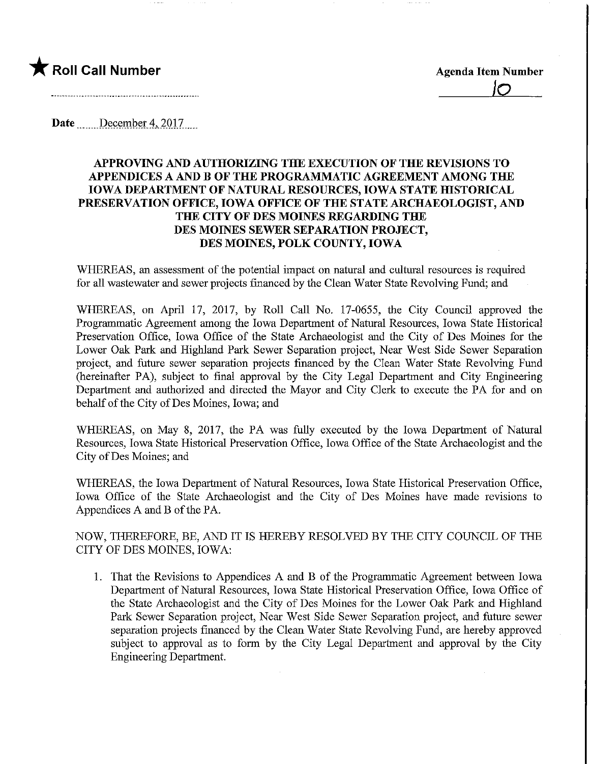★ **Roll Call Number**

**Agenda Item Number**

10

**Date** December 4, 2017

**APPROVING AND AUTHORIZING THE EXECUTION OF THE REVISIONS TO APPENDICES A AND B OF THE PROGRAMMATIC AGREEMENT AMONG THE IOWA DEPARTMENT OF NATURAL RESOURCES, IOWA STATE HISTORICAL PRESERVATION OFFICE, IOWA OFFICE OF THE STATE ARCHAEOLOGIST, AND THE CITY OF DES MOINES REGARDING THE DES MOINES SEWER SEPARATION PROJECT, DES MOINES, POLK COUNTY, IOWA**

WHEREAS, an assessment of the potential impact on natural and cultural resources is required for all wastewater and sewer projects financed by the Clean Water State Revolving Fund; and

WHEREAS, on April 17, 2017, by Roll Call No. 17-0655, the City Council approved the Programmatic Agreement among the Iowa Department of Natural Resources, Iowa State Historical Preservation Office, Iowa Office of the State Archaeologist and the City of Des Moines for the Lower Oak Park and Highland Park Sewer Separation project, Near West Side Sewer Separation project, and future sewer separation projects financed by the Clean Water State Revolving Fund (hereinafter PA), subject to final approval by the City Legal Department and City Engineering Department and authorized and directed the Mayor and City Clerk to execute the PA for and on behalf of the City of Des Moines, Iowa; and

WHEREAS, on May 8, 2017, the PA was fully executed by the Iowa Department of Natural Resources, Iowa State Historical Preservation Office, Iowa Office of the State Archaeologist and the City of Des Moines; and

WHEREAS, the Iowa Department of Natural Resources, Iowa State Historical Preservation Office, Iowa Office of the State Archaeologist and the City of Des Moines have made revisions to Appendices A and B of the PA.

NOW, THEREFORE, BE, AND IT IS HEREBY RESOLVED BY THE CITY COUNCIL OF THE CITY OF DES MOINES, IOWA:

1. That the Revisions to Appendices A and B of the Programmatic Agreement between Iowa Department of Natural Resources, Iowa State Historical Preservation Office, Iowa Office of the State Archaeologist and the City of Des Moines for the Lower Oak Park and Highland Park Sewer Separation project, Near West Side Sewer Separation project, and future sewer separation projects financed by the Clean Water State Revolving Fund, are hereby approved subject to approval as to form by the City Legal Department and approval by the City Engineering Department.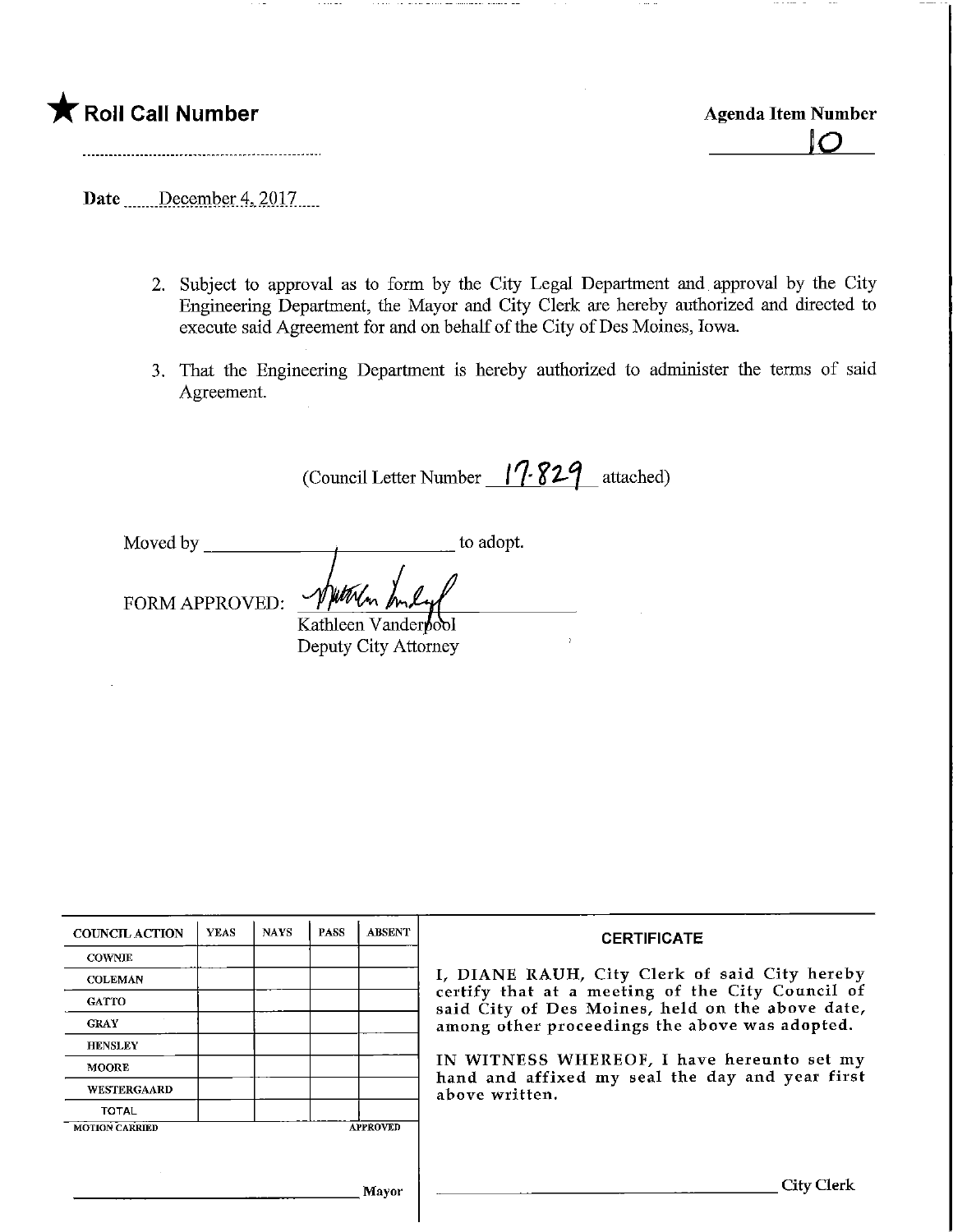★ **Roll Call Number**

**Agenda Item Number**

10

Date December 4, 2017

2. Subject to approval as to form by the City Legal Department and approval by the City Engineering Department, the Mayor and City Clerk are hereby authorized and directed to execute said Agreement for and on behalf of the City of Des Moines, Iowa.

3. That the Engineering Department is hereby authorized to administer the terms of said Agreement.

(Council Letter Number 17-829 attached)

Moved by ______________________ to adopt.

FORM APPROVED:

Kathleen Vanderpool
Deputy City Attorney

| COUNCIL ACTION | YEAS | NAYS | PASS | ABSENT |
|---|---|---|---|---|
| COWNIE | | | | |
| COLEMAN | | | | |
| GATTO | | | | |
| GRAY | | | | |
| HENSLEY | | | | |
| MOORE | | | | |
| WESTERGAARD | | | | |
| TOTAL | | | | |

MOTION CARRIED APPROVED

______________________ Mayor

**CERTIFICATE**

I, DIANE RAUH, City Clerk of said City hereby certify that at a meeting of the City Council of said City of Des Moines, held on the above date, among other proceedings the above was adopted.

IN WITNESS WHEREOF, I have hereunto set my hand and affixed my seal the day and year first above written.

______________________ City Clerk